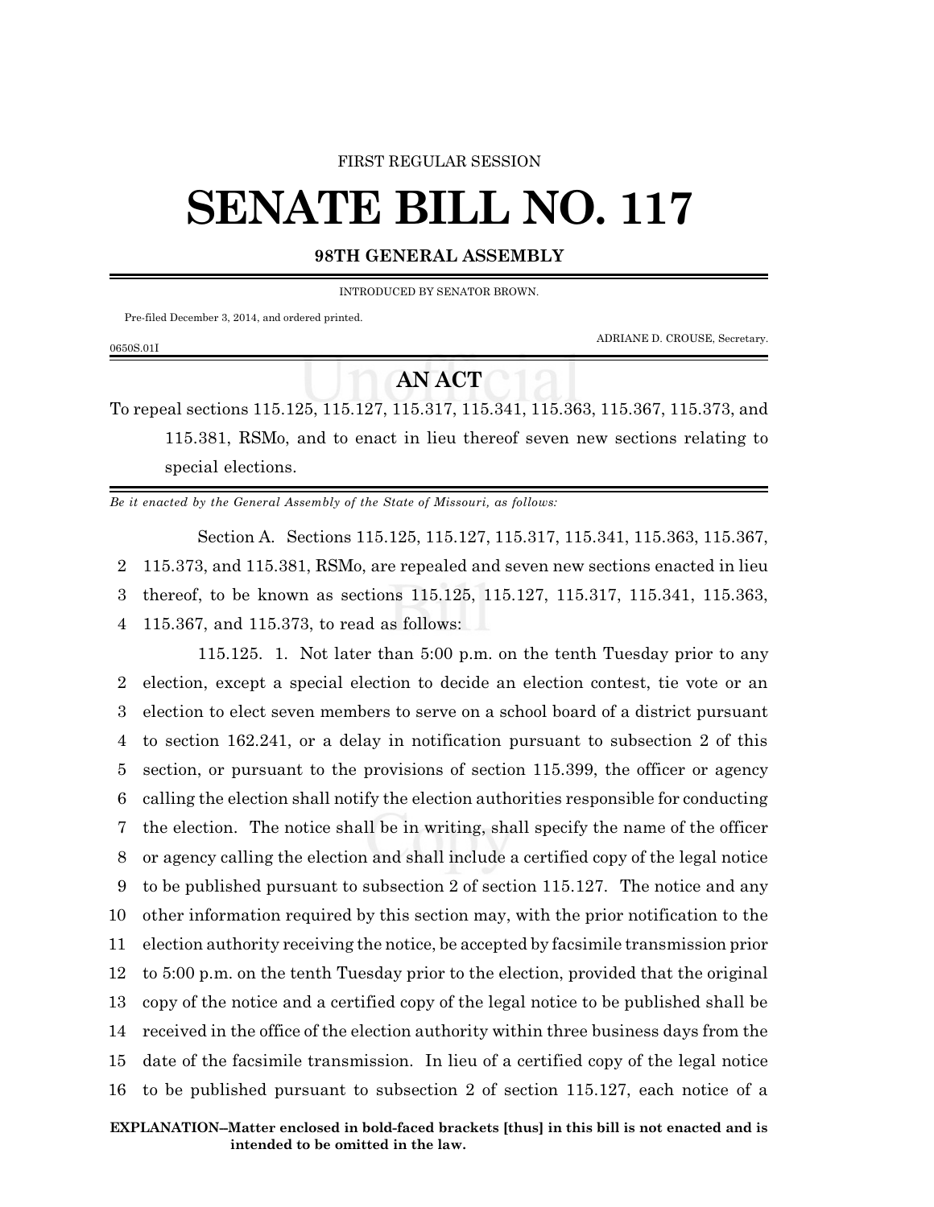FIRST REGULAR SESSION

# SENATE BILL NO. 117

**98TH GENERAL ASSEMBLY**

INTRODUCED BY SENATOR BROWN.

Pre-filed December 3, 2014, and ordered printed.

ADRIANE D. CROUSE, Secretary.

0650S.01I

## AN ACT

To repeal sections 115.125, 115.127, 115.317, 115.341, 115.363, 115.367, 115.373, and 115.381, RSMo, and to enact in lieu thereof seven new sections relating to special elections.

*Be it enacted by the General Assembly of the State of Missouri, as follows:*

Section A. Sections 115.125, 115.127, 115.317, 115.341, 115.363, 115.367, 115.373, and 115.381, RSMo, are repealed and seven new sections enacted in lieu thereof, to be known as sections 115.125, 115.127, 115.317, 115.341, 115.363, 115.367, and 115.373, to read as follows:

115.125. 1. Not later than 5:00 p.m. on the tenth Tuesday prior to any election, except a special election to decide an election contest, tie vote or an election to elect seven members to serve on a school board of a district pursuant to section 162.241, or a delay in notification pursuant to subsection 2 of this section, or pursuant to the provisions of section 115.399, the officer or agency calling the election shall notify the election authorities responsible for conducting the election. The notice shall be in writing, shall specify the name of the officer or agency calling the election and shall include a certified copy of the legal notice to be published pursuant to subsection 2 of section 115.127. The notice and any other information required by this section may, with the prior notification to the election authority receiving the notice, be accepted by facsimile transmission prior to 5:00 p.m. on the tenth Tuesday prior to the election, provided that the original copy of the notice and a certified copy of the legal notice to be published shall be received in the office of the election authority within three business days from the date of the facsimile transmission. In lieu of a certified copy of the legal notice to be published pursuant to subsection 2 of section 115.127, each notice of a

**EXPLANATION–Matter enclosed in bold-faced brackets [thus] in this bill is not enacted and is intended to be omitted in the law.**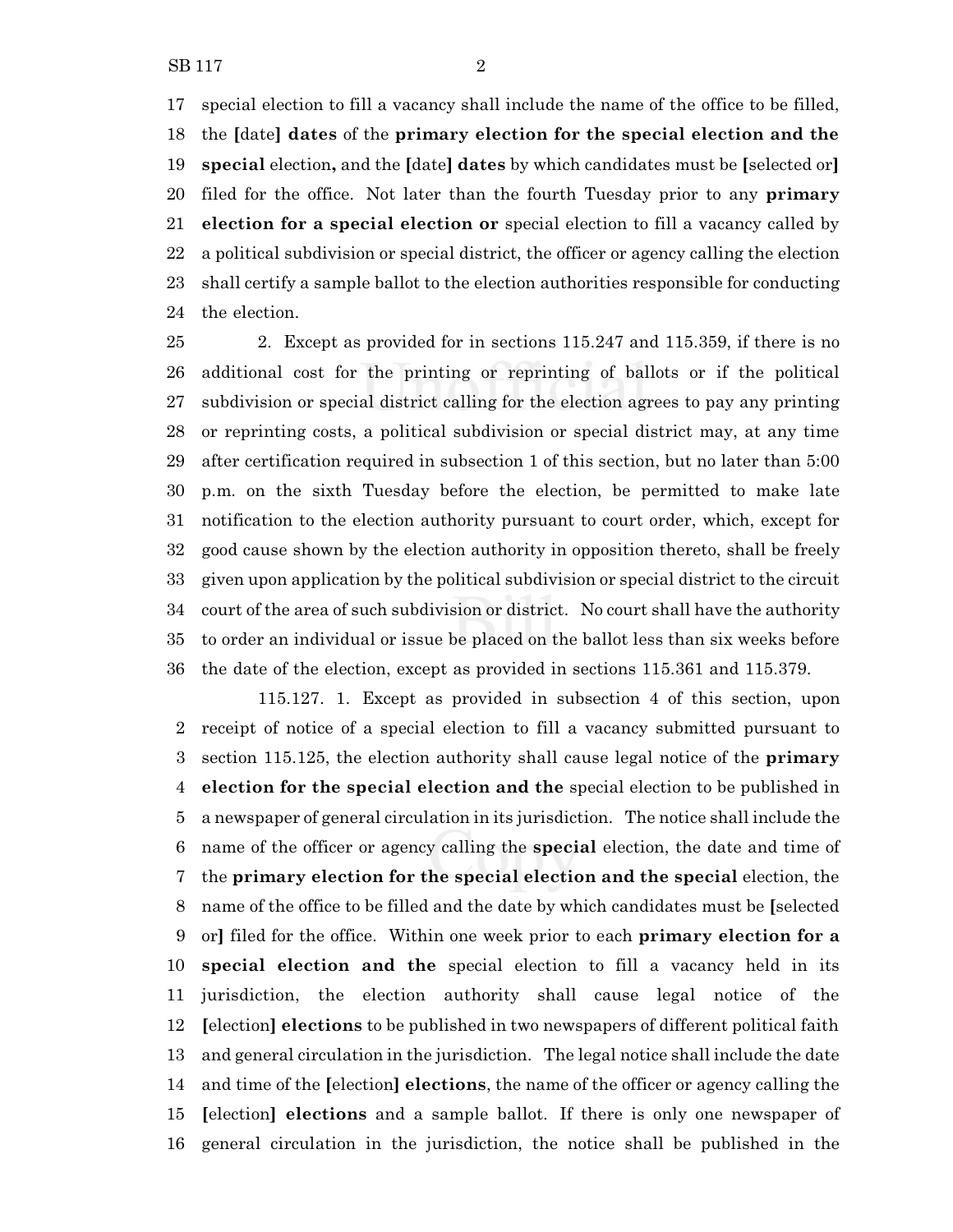special election to fill a vacancy shall include the name of the office to be filled, the [date] **dates** of the **primary election for the special election and the special** election**,** and the [date] **dates** by which candidates must be [selected or] filed for the office. Not later than the fourth Tuesday prior to any **primary election for a special election or** special election to fill a vacancy called by a political subdivision or special district, the officer or agency calling the election shall certify a sample ballot to the election authorities responsible for conducting the election.

2. Except as provided for in sections 115.247 and 115.359, if there is no additional cost for the printing or reprinting of ballots or if the political subdivision or special district calling for the election agrees to pay any printing or reprinting costs, a political subdivision or special district may, at any time after certification required in subsection 1 of this section, but no later than 5:00 p.m. on the sixth Tuesday before the election, be permitted to make late notification to the election authority pursuant to court order, which, except for good cause shown by the election authority in opposition thereto, shall be freely given upon application by the political subdivision or special district to the circuit court of the area of such subdivision or district. No court shall have the authority to order an individual or issue be placed on the ballot less than six weeks before the date of the election, except as provided in sections 115.361 and 115.379.

115.127. 1. Except as provided in subsection 4 of this section, upon receipt of notice of a special election to fill a vacancy submitted pursuant to section 115.125, the election authority shall cause legal notice of the **primary election for the special election and the** special election to be published in a newspaper of general circulation in its jurisdiction. The notice shall include the name of the officer or agency calling the **special** election, the date and time of the **primary election for the special election and the special** election, the name of the office to be filled and the date by which candidates must be [selected or] filed for the office. Within one week prior to each **primary election for a special election and the** special election to fill a vacancy held in its jurisdiction, the election authority shall cause legal notice of the [election] **elections** to be published in two newspapers of different political faith and general circulation in the jurisdiction. The legal notice shall include the date and time of the [election] **elections**, the name of the officer or agency calling the [election] **elections** and a sample ballot. If there is only one newspaper of general circulation in the jurisdiction, the notice shall be published in the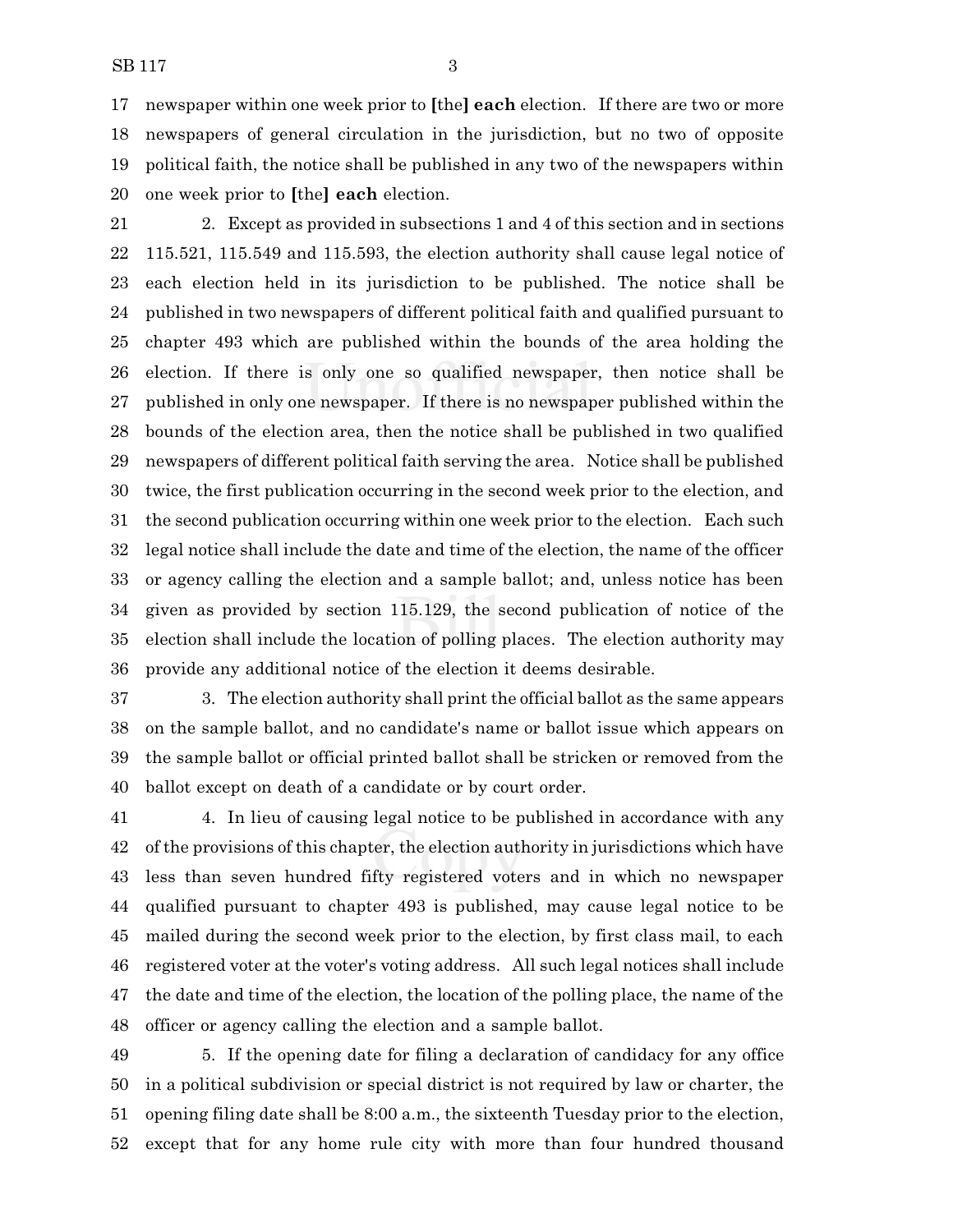17 newspaper within one week prior to **[**the**] each** election. If there are two or more
18 newspapers of general circulation in the jurisdiction, but no two of opposite
19 political faith, the notice shall be published in any two of the newspapers within
20 one week prior to **[**the**] each** election.

21 2. Except as provided in subsections 1 and 4 of this section and in sections
22 115.521, 115.549 and 115.593, the election authority shall cause legal notice of
23 each election held in its jurisdiction to be published. The notice shall be
24 published in two newspapers of different political faith and qualified pursuant to
25 chapter 493 which are published within the bounds of the area holding the
26 election. If there is only one so qualified newspaper, then notice shall be
27 published in only one newspaper. If there is no newspaper published within the
28 bounds of the election area, then the notice shall be published in two qualified
29 newspapers of different political faith serving the area. Notice shall be published
30 twice, the first publication occurring in the second week prior to the election, and
31 the second publication occurring within one week prior to the election. Each such
32 legal notice shall include the date and time of the election, the name of the officer
33 or agency calling the election and a sample ballot; and, unless notice has been
34 given as provided by section 115.129, the second publication of notice of the
35 election shall include the location of polling places. The election authority may
36 provide any additional notice of the election it deems desirable.

37 3. The election authority shall print the official ballot as the same appears
38 on the sample ballot, and no candidate's name or ballot issue which appears on
39 the sample ballot or official printed ballot shall be stricken or removed from the
40 ballot except on death of a candidate or by court order.

41 4. In lieu of causing legal notice to be published in accordance with any
42 of the provisions of this chapter, the election authority in jurisdictions which have
43 less than seven hundred fifty registered voters and in which no newspaper
44 qualified pursuant to chapter 493 is published, may cause legal notice to be
45 mailed during the second week prior to the election, by first class mail, to each
46 registered voter at the voter's voting address. All such legal notices shall include
47 the date and time of the election, the location of the polling place, the name of the
48 officer or agency calling the election and a sample ballot.

49 5. If the opening date for filing a declaration of candidacy for any office
50 in a political subdivision or special district is not required by law or charter, the
51 opening filing date shall be 8:00 a.m., the sixteenth Tuesday prior to the election,
52 except that for any home rule city with more than four hundred thousand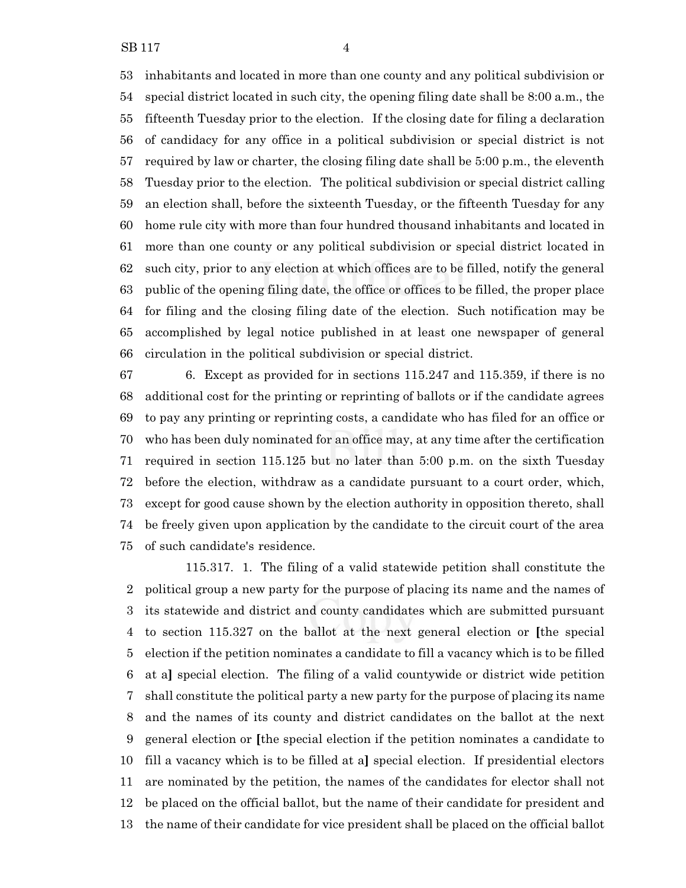inhabitants and located in more than one county and any political subdivision or special district located in such city, the opening filing date shall be 8:00 a.m., the fifteenth Tuesday prior to the election. If the closing date for filing a declaration of candidacy for any office in a political subdivision or special district is not required by law or charter, the closing filing date shall be 5:00 p.m., the eleventh Tuesday prior to the election. The political subdivision or special district calling an election shall, before the sixteenth Tuesday, or the fifteenth Tuesday for any home rule city with more than four hundred thousand inhabitants and located in more than one county or any political subdivision or special district located in such city, prior to any election at which offices are to be filled, notify the general public of the opening filing date, the office or offices to be filled, the proper place for filing and the closing filing date of the election. Such notification may be accomplished by legal notice published in at least one newspaper of general circulation in the political subdivision or special district.

6. Except as provided for in sections 115.247 and 115.359, if there is no additional cost for the printing or reprinting of ballots or if the candidate agrees to pay any printing or reprinting costs, a candidate who has filed for an office or who has been duly nominated for an office may, at any time after the certification required in section 115.125 but no later than 5:00 p.m. on the sixth Tuesday before the election, withdraw as a candidate pursuant to a court order, which, except for good cause shown by the election authority in opposition thereto, shall be freely given upon application by the candidate to the circuit court of the area of such candidate's residence.

115.317. 1. The filing of a valid statewide petition shall constitute the political group a new party for the purpose of placing its name and the names of its statewide and district and county candidates which are submitted pursuant to section 115.327 on the ballot at the next general election or [the special election if the petition nominates a candidate to fill a vacancy which is to be filled at a] special election. The filing of a valid countywide or district wide petition shall constitute the political party a new party for the purpose of placing its name and the names of its county and district candidates on the ballot at the next general election or [the special election if the petition nominates a candidate to fill a vacancy which is to be filled at a] special election. If presidential electors are nominated by the petition, the names of the candidates for elector shall not be placed on the official ballot, but the name of their candidate for president and the name of their candidate for vice president shall be placed on the official ballot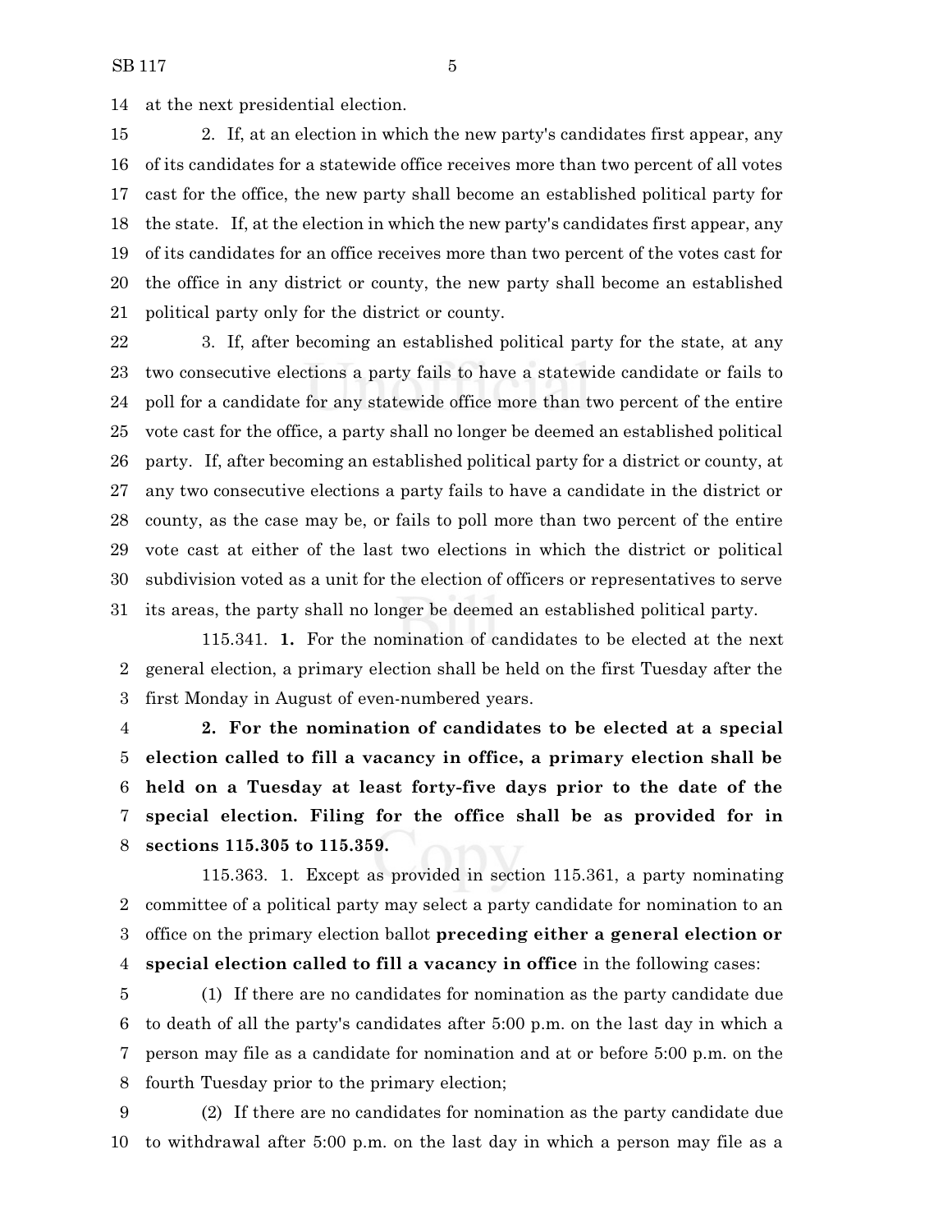at the next presidential election.

2. If, at an election in which the new party's candidates first appear, any of its candidates for a statewide office receives more than two percent of all votes cast for the office, the new party shall become an established political party for the state. If, at the election in which the new party's candidates first appear, any of its candidates for an office receives more than two percent of the votes cast for the office in any district or county, the new party shall become an established political party only for the district or county.

3. If, after becoming an established political party for the state, at any two consecutive elections a party fails to have a statewide candidate or fails to poll for a candidate for any statewide office more than two percent of the entire vote cast for the office, a party shall no longer be deemed an established political party. If, after becoming an established political party for a district or county, at any two consecutive elections a party fails to have a candidate in the district or county, as the case may be, or fails to poll more than two percent of the entire vote cast at either of the last two elections in which the district or political subdivision voted as a unit for the election of officers or representatives to serve its areas, the party shall no longer be deemed an established political party.

115.341. **1.** For the nomination of candidates to be elected at the next general election, a primary election shall be held on the first Tuesday after the first Monday in August of even-numbered years.

**2. For the nomination of candidates to be elected at a special election called to fill a vacancy in office, a primary election shall be held on a Tuesday at least forty-five days prior to the date of the special election. Filing for the office shall be as provided for in sections 115.305 to 115.359.**

115.363. 1. Except as provided in section 115.361, a party nominating committee of a political party may select a party candidate for nomination to an office on the primary election ballot **preceding either a general election or special election called to fill a vacancy in office** in the following cases:

(1) If there are no candidates for nomination as the party candidate due to death of all the party's candidates after 5:00 p.m. on the last day in which a person may file as a candidate for nomination and at or before 5:00 p.m. on the fourth Tuesday prior to the primary election;

(2) If there are no candidates for nomination as the party candidate due to withdrawal after 5:00 p.m. on the last day in which a person may file as a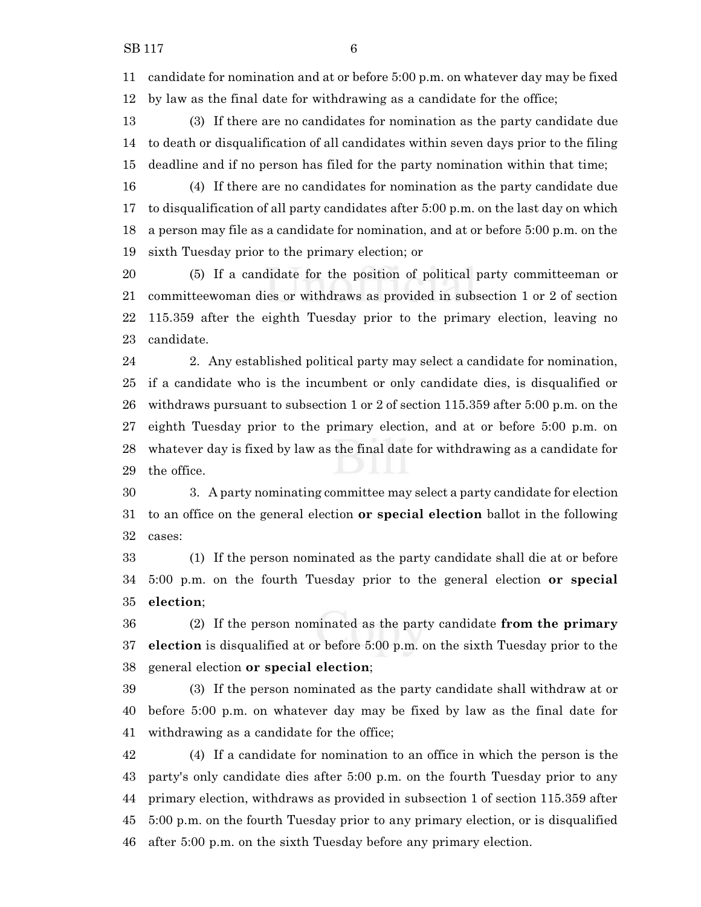candidate for nomination and at or before 5:00 p.m. on whatever day may be fixed by law as the final date for withdrawing as a candidate for the office;

(3) If there are no candidates for nomination as the party candidate due to death or disqualification of all candidates within seven days prior to the filing deadline and if no person has filed for the party nomination within that time;

(4) If there are no candidates for nomination as the party candidate due to disqualification of all party candidates after 5:00 p.m. on the last day on which a person may file as a candidate for nomination, and at or before 5:00 p.m. on the sixth Tuesday prior to the primary election; or

(5) If a candidate for the position of political party committeeman or committeewoman dies or withdraws as provided in subsection 1 or 2 of section 115.359 after the eighth Tuesday prior to the primary election, leaving no candidate.

2. Any established political party may select a candidate for nomination, if a candidate who is the incumbent or only candidate dies, is disqualified or withdraws pursuant to subsection 1 or 2 of section 115.359 after 5:00 p.m. on the eighth Tuesday prior to the primary election, and at or before 5:00 p.m. on whatever day is fixed by law as the final date for withdrawing as a candidate for the office.

3. A party nominating committee may select a party candidate for election to an office on the general election **or special election** ballot in the following cases:

(1) If the person nominated as the party candidate shall die at or before 5:00 p.m. on the fourth Tuesday prior to the general election **or special election**;

(2) If the person nominated as the party candidate **from the primary election** is disqualified at or before 5:00 p.m. on the sixth Tuesday prior to the general election **or special election**;

(3) If the person nominated as the party candidate shall withdraw at or before 5:00 p.m. on whatever day may be fixed by law as the final date for withdrawing as a candidate for the office;

(4) If a candidate for nomination to an office in which the person is the party's only candidate dies after 5:00 p.m. on the fourth Tuesday prior to any primary election, withdraws as provided in subsection 1 of section 115.359 after 5:00 p.m. on the fourth Tuesday prior to any primary election, or is disqualified after 5:00 p.m. on the sixth Tuesday before any primary election.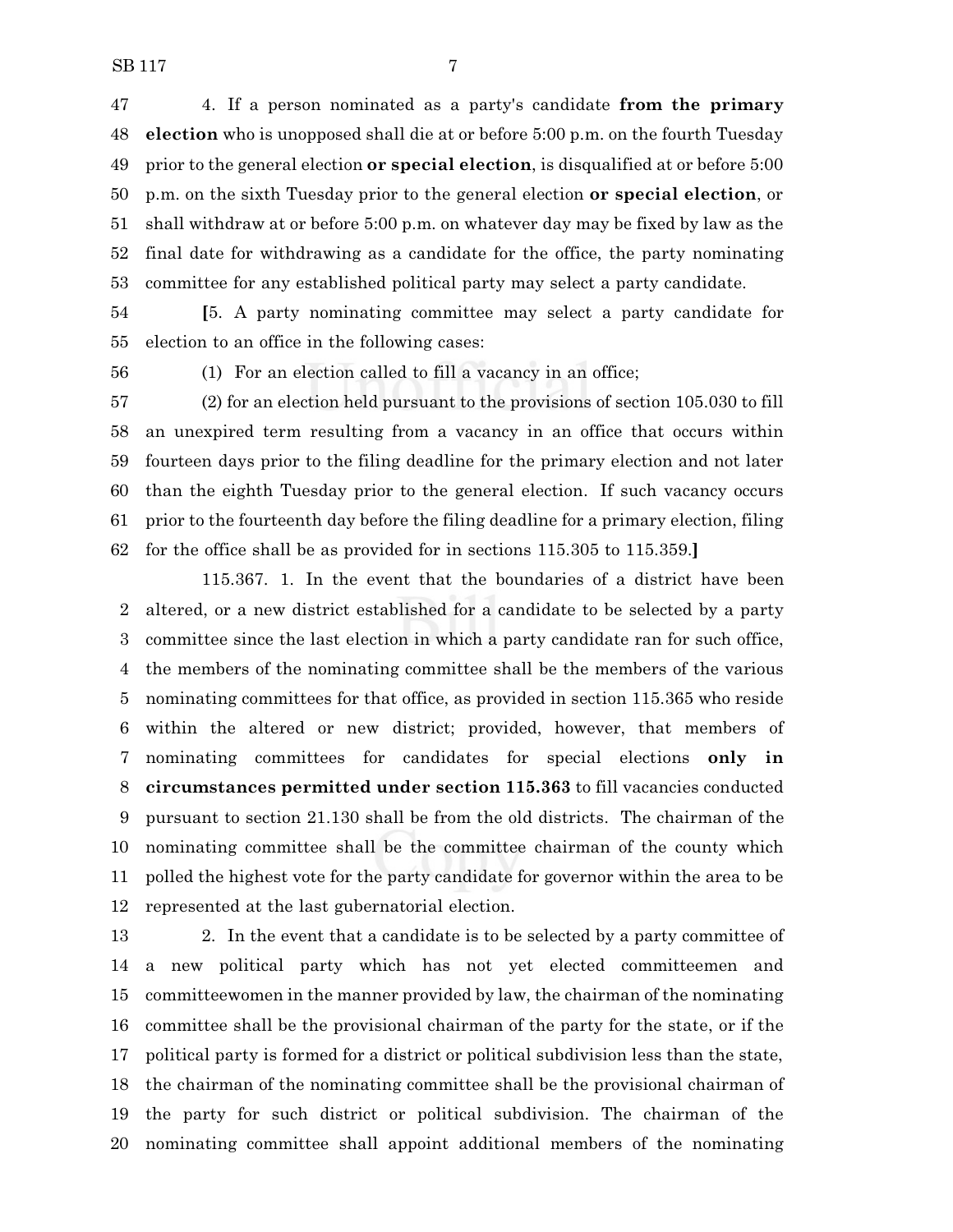4. If a person nominated as a party's candidate **from the primary election** who is unopposed shall die at or before 5:00 p.m. on the fourth Tuesday prior to the general election **or special election**, is disqualified at or before 5:00 p.m. on the sixth Tuesday prior to the general election **or special election**, or shall withdraw at or before 5:00 p.m. on whatever day may be fixed by law as the final date for withdrawing as a candidate for the office, the party nominating committee for any established political party may select a party candidate.

**[**5. A party nominating committee may select a party candidate for election to an office in the following cases:

(1) For an election called to fill a vacancy in an office;

(2) for an election held pursuant to the provisions of section 105.030 to fill an unexpired term resulting from a vacancy in an office that occurs within fourteen days prior to the filing deadline for the primary election and not later than the eighth Tuesday prior to the general election. If such vacancy occurs prior to the fourteenth day before the filing deadline for a primary election, filing for the office shall be as provided for in sections 115.305 to 115.359.**]**

115.367. 1. In the event that the boundaries of a district have been altered, or a new district established for a candidate to be selected by a party committee since the last election in which a party candidate ran for such office, the members of the nominating committee shall be the members of the various nominating committees for that office, as provided in section 115.365 who reside within the altered or new district; provided, however, that members of nominating committees for candidates for special elections **only in circumstances permitted under section 115.363** to fill vacancies conducted pursuant to section 21.130 shall be from the old districts. The chairman of the nominating committee shall be the committee chairman of the county which polled the highest vote for the party candidate for governor within the area to be represented at the last gubernatorial election.

2. In the event that a candidate is to be selected by a party committee of a new political party which has not yet elected committeemen and committeewomen in the manner provided by law, the chairman of the nominating committee shall be the provisional chairman of the party for the state, or if the political party is formed for a district or political subdivision less than the state, the chairman of the nominating committee shall be the provisional chairman of the party for such district or political subdivision. The chairman of the nominating committee shall appoint additional members of the nominating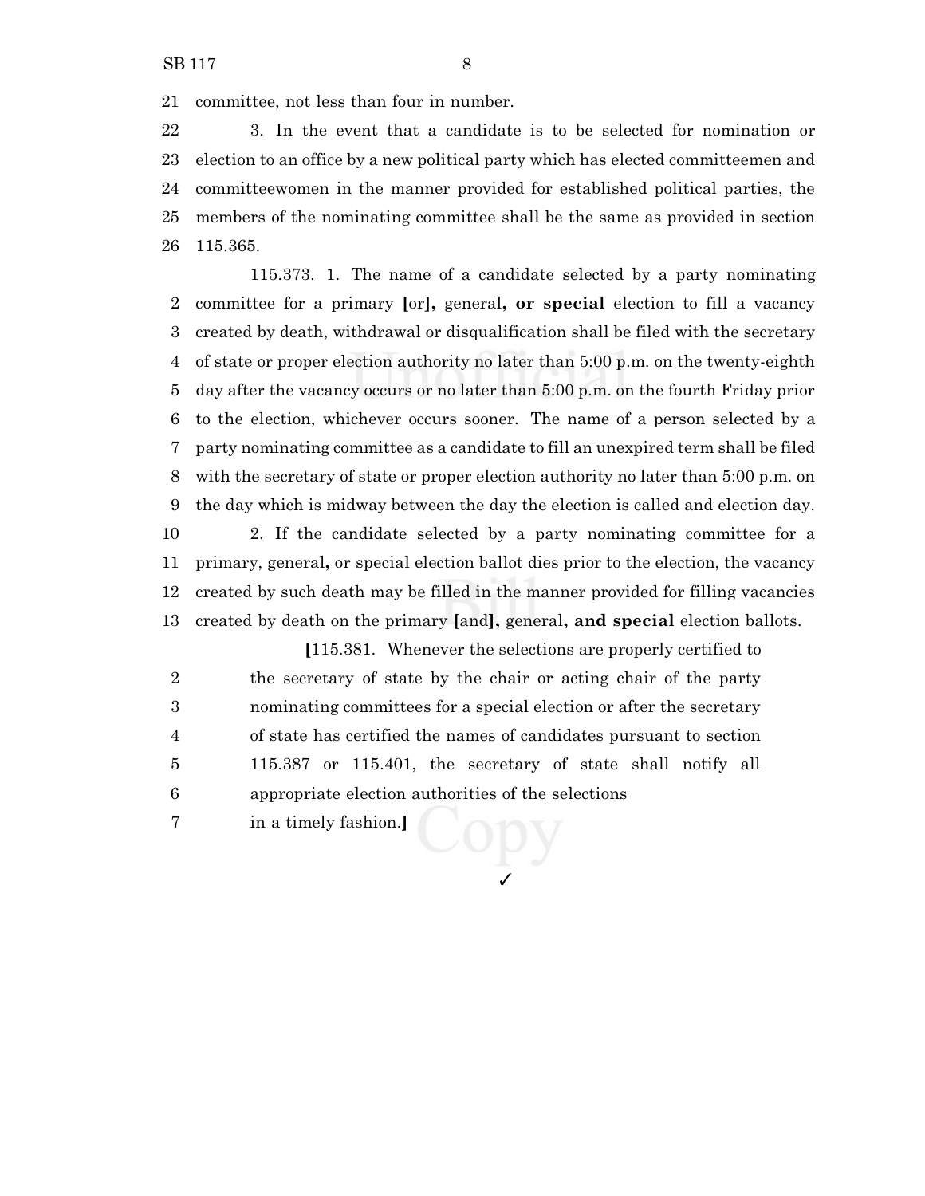21 committee, not less than four in number.

22 3. In the event that a candidate is to be selected for nomination or 23 election to an office by a new political party which has elected committeemen and 24 committeewomen in the manner provided for established political parties, the 25 members of the nominating committee shall be the same as provided in section 26 115.365.

115.373. 1. The name of a candidate selected by a party nominating 2 committee for a primary [or]**,** general**, or special** election to fill a vacancy 3 created by death, withdrawal or disqualification shall be filed with the secretary 4 of state or proper election authority no later than 5:00 p.m. on the twenty-eighth 5 day after the vacancy occurs or no later than 5:00 p.m. on the fourth Friday prior 6 to the election, whichever occurs sooner. The name of a person selected by a 7 party nominating committee as a candidate to fill an unexpired term shall be filed 8 with the secretary of state or proper election authority no later than 5:00 p.m. on 9 the day which is midway between the day the election is called and election day.

10 2. If the candidate selected by a party nominating committee for a 11 primary, general**,** or special election ballot dies prior to the election, the vacancy 12 created by such death may be filled in the manner provided for filling vacancies 13 created by death on the primary [and]**,** general**, and special** election ballots.

> **[**115.381. Whenever the selections are properly certified to 2 the secretary of state by the chair or acting chair of the party 3 nominating committees for a special election or after the secretary 4 of state has certified the names of candidates pursuant to section 5 115.387 or 115.401, the secretary of state shall notify all 6 appropriate election authorities of the selections 7 in a timely fashion.**]**

✓